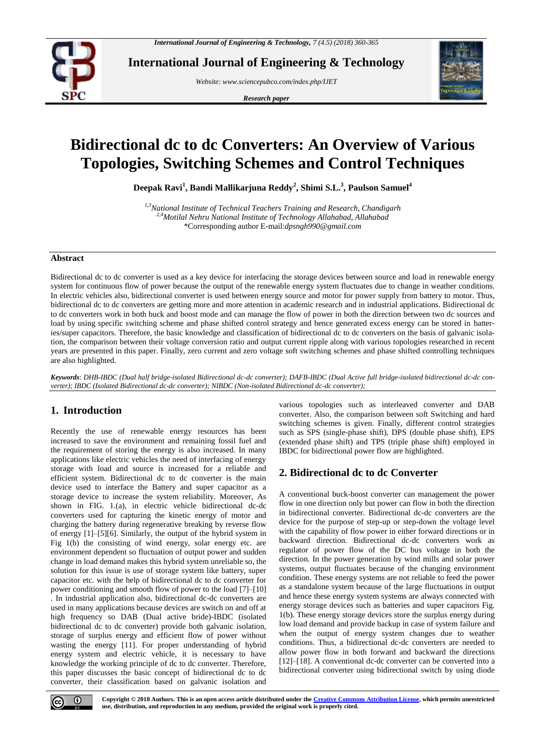# Bidirectional dc to dc Converters: An Overview of Various Topologies, Switching Schemes and Control Techniques

**Deepak Ravi[1], Bandi Mallikarjuna Reddy[2], Shimi S.L.[3], Paulson Samuel[4]**

*[1,3]National Institute of Technical Teachers Training and Research, Chandigarh*
*[2,4]Motilal Nehru National Institute of Technology Allahabad, Allahabad*
*Corresponding author E-mail:*dpsngh990@gmail.com*

## Abstract

Bidirectional dc to dc converter is used as a key device for interfacing the storage devices between source and load in renewable energy system for continuous flow of power because the output of the renewable energy system fluctuates due to change in weather conditions. In electric vehicles also, bidirectional converter is used between energy source and motor for power supply from battery to motor. Thus, bidirectional dc to dc converters are getting more and more attention in academic research and in industrial applications. Bidirectional dc to dc converters work in both buck and boost mode and can manage the flow of power in both the direction between two dc sources and load by using specific switching scheme and phase shifted control strategy and hence generated excess energy can be stored in batteries/super capacitors. Therefore, the basic knowledge and classification of bidirectional dc to dc converters on the basis of galvanic isolation, the comparison between their voltage conversion ratio and output current ripple along with various topologies researched in recent years are presented in this paper. Finally, zero current and zero voltage soft switching schemes and phase shifted controlling techniques are also highlighted.

***Keywords***: *DHB-IBDC (Dual half bridge-isolated Bidirectional dc-dc converter); DAFB-IBDC (Dual Active full bridge-isolated bidirectional dc-dc converter); IBDC (Isolated Bidirectional dc-dc converter); NIBDC (Non-isolated Bidirectional dc-dc converter);*

## 1. Introduction

Recently the use of renewable energy resources has been increased to save the environment and remaining fossil fuel and the requirement of storing the energy is also increased. In many applications like electric vehicles the need of interfacing of energy storage with load and source is increased for a reliable and efficient system. Bidirectional dc to dc converter is the main device used to interface the Battery and super capacitor as a storage device to increase the system reliability. Moreover, As shown in FIG. 1.(a), in electric vehicle bidirectional dc-dc converters used for capturing the kinetic energy of motor and charging the battery during regenerative breaking by reverse flow of energy [1]–[5][6]. Similarly, the output of the hybrid system in Fig 1(b) the consisting of wind energy, solar energy etc. are environment dependent so fluctuation of output power and sudden change in load demand makes this hybrid system unreliable so, the solution for this issue is use of storage system like battery, super capacitor etc. with the help of bidirectional dc to dc converter for power conditioning and smooth flow of power to the load [7]–[10] . In industrial application also, bidirectional dc-dc converters are used in many applications because devices are switch on and off at high frequency so DAB (Dual active bride)-IBDC (isolated bidirectional dc to dc converter) provide both galvanic isolation, storage of surplus energy and efficient flow of power without wasting the energy [11]. For proper understanding of hybrid energy system and electric vehicle, it is necessary to have knowledge the working principle of dc to dc converter. Therefore, this paper discusses the basic concept of bidirectional dc to dc converter, their classification based on galvanic isolation and various topologies such as interleaved converter and DAB converter. Also, the comparison between soft Switching and hard switching schemes is given. Finally, different control strategies such as SPS (single-phase shift), DPS (double phase shift), EPS (extended phase shift) and TPS (triple phase shift) employed in IBDC for bidirectional power flow are highlighted.

## 2. Bidirectional dc to dc Converter

A conventional buck-boost converter can management the power flow in one direction only but power can flow in both the direction in bidirectional converter. Bidirectional dc-dc converters are the device for the purpose of step-up or step-down the voltage level with the capability of flow power in either forward directions or in backward direction. Bidirectional dc-dc converters work as regulator of power flow of the DC bus voltage in both the direction. In the power generation by wind mills and solar power systems, output fluctuates because of the changing environment condition. These energy systems are not reliable to feed the power as a standalone system because of the large fluctuations in output and hence these energy system systems are always connected with energy storage devices such as batteries and super capacitors Fig. 1(b). These energy storage devices store the surplus energy during low load demand and provide backup in case of system failure and when the output of energy system changes due to weather conditions. Thus, a bidirectional dc-dc converters are needed to allow power flow in both forward and backward the directions [12]–[18]. A conventional dc-dc converter can be converted into a bidirectional converter using bidirectional switch by using diode

**Copyright © 2018 Authors. This is an open access article distributed under the Creative Commons Attribution License, which permits unrestricted use, distribution, and reproduction in any medium, provided the original work is properly cited.**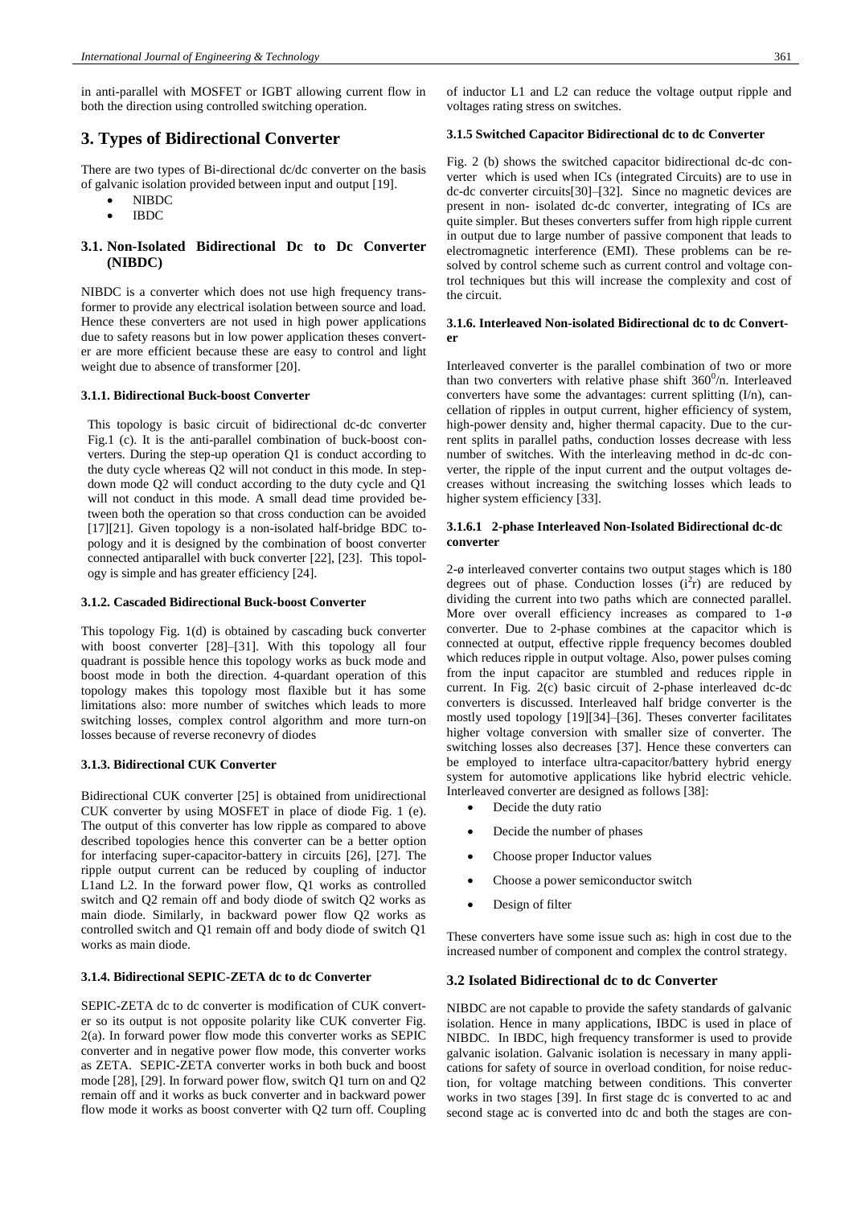in anti-parallel with MOSFET or IGBT allowing current flow in both the direction using controlled switching operation.

## 3. Types of Bidirectional Converter

There are two types of Bi-directional dc/dc converter on the basis of galvanic isolation provided between input and output [19].

- NIBDC
- IBDC

### 3.1. Non-Isolated Bidirectional Dc to Dc Converter (NIBDC)

NIBDC is a converter which does not use high frequency transformer to provide any electrical isolation between source and load. Hence these converters are not used in high power applications due to safety reasons but in low power application theses converter are more efficient because these are easy to control and light weight due to absence of transformer [20].

#### 3.1.1. Bidirectional Buck-boost Converter

This topology is basic circuit of bidirectional dc-dc converter Fig.1 (c). It is the anti-parallel combination of buck-boost converters. During the step-up operation Q1 is conduct according to the duty cycle whereas Q2 will not conduct in this mode. In step-down mode Q2 will conduct according to the duty cycle and Q1 will not conduct in this mode. A small dead time provided between both the operation so that cross conduction can be avoided [17][21]. Given topology is a non-isolated half-bridge BDC topology and it is designed by the combination of boost converter connected antiparallel with buck converter [22], [23]. This topology is simple and has greater efficiency [24].

#### 3.1.2. Cascaded Bidirectional Buck-boost Converter

This topology Fig. 1(d) is obtained by cascading buck converter with boost converter [28]–[31]. With this topology all four quadrant is possible hence this topology works as buck mode and boost mode in both the direction. 4-quardant operation of this topology makes this topology most flexible but it has some limitations also: more number of switches which leads to more switching losses, complex control algorithm and more turn-on losses because of reverse reconevry of diodes

#### 3.1.3. Bidirectional CUK Converter

Bidirectional CUK converter [25] is obtained from unidirectional CUK converter by using MOSFET in place of diode Fig. 1 (e). The output of this converter has low ripple as compared to above described topologies hence this converter can be a better option for interfacing super-capacitor-battery in circuits [26], [27]. The ripple output current can be reduced by coupling of inductor L1and L2. In the forward power flow, Q1 works as controlled switch and Q2 remain off and body diode of switch Q2 works as main diode. Similarly, in backward power flow Q2 works as controlled switch and Q1 remain off and body diode of switch Q1 works as main diode.

#### 3.1.4. Bidirectional SEPIC-ZETA dc to dc Converter

SEPIC-ZETA dc to dc converter is modification of CUK converter so its output is not opposite polarity like CUK converter Fig. 2(a). In forward power flow mode this converter works as SEPIC converter and in negative power flow mode, this converter works as ZETA. SEPIC-ZETA converter works in both buck and boost mode [28], [29]. In forward power flow, switch Q1 turn on and Q2 remain off and it works as buck converter and in backward power flow mode it works as boost converter with Q2 turn off. Coupling of inductor L1 and L2 can reduce the voltage output ripple and voltages rating stress on switches.

#### 3.1.5 Switched Capacitor Bidirectional dc to dc Converter

Fig. 2 (b) shows the switched capacitor bidirectional dc-dc converter which is used when ICs (integrated Circuits) are to use in dc-dc converter circuits[30]–[32]. Since no magnetic devices are present in non- isolated dc-dc converter, integrating of ICs are quite simpler. But theses converters suffer from high ripple current in output due to large number of passive component that leads to electromagnetic interference (EMI). These problems can be resolved by control scheme such as current control and voltage control techniques but this will increase the complexity and cost of the circuit.

#### 3.1.6. Interleaved Non-isolated Bidirectional dc to dc Converter

Interleaved converter is the parallel combination of two or more than two converters with relative phase shift $360^0/n$. Interleaved converters have some the advantages: current splitting (I/n), cancellation of ripples in output current, higher efficiency of system, high-power density and, higher thermal capacity. Due to the current splits in parallel paths, conduction losses decrease with less number of switches. With the interleaving method in dc-dc converter, the ripple of the input current and the output voltages decreases without increasing the switching losses which leads to higher system efficiency [33].

#### 3.1.6.1 2-phase Interleaved Non-Isolated Bidirectional dc-dc converter

2-ø interleaved converter contains two output stages which is 180 degrees out of phase. Conduction losses ($i^2r$) are reduced by dividing the current into two paths which are connected parallel. More over overall efficiency increases as compared to 1-ø converter. Due to 2-phase combines at the capacitor which is connected at output, effective ripple frequency becomes doubled which reduces ripple in output voltage. Also, power pulses coming from the input capacitor are stumbled and reduces ripple in current. In Fig. 2(c) basic circuit of 2-phase interleaved dc-dc converters is discussed. Interleaved half bridge converter is the mostly used topology [19][34]–[36]. Theses converter facilitates higher voltage conversion with smaller size of converter. The switching losses also decreases [37]. Hence these converters can be employed to interface ultra-capacitor/battery hybrid energy system for automotive applications like hybrid electric vehicle. Interleaved converter are designed as follows [38]:

- Decide the duty ratio
- Decide the number of phases
- Choose proper Inductor values
- Choose a power semiconductor switch
- Design of filter

These converters have some issue such as: high in cost due to the increased number of component and complex the control strategy.

### 3.2 Isolated Bidirectional dc to dc Converter

NIBDC are not capable to provide the safety standards of galvanic isolation. Hence in many applications, IBDC is used in place of NIBDC. In IBDC, high frequency transformer is used to provide galvanic isolation. Galvanic isolation is necessary in many applications for safety of source in overload condition, for noise reduction, for voltage matching between conditions. This converter works in two stages [39]. In first stage dc is converted to ac and second stage ac is converted into dc and both the stages are con-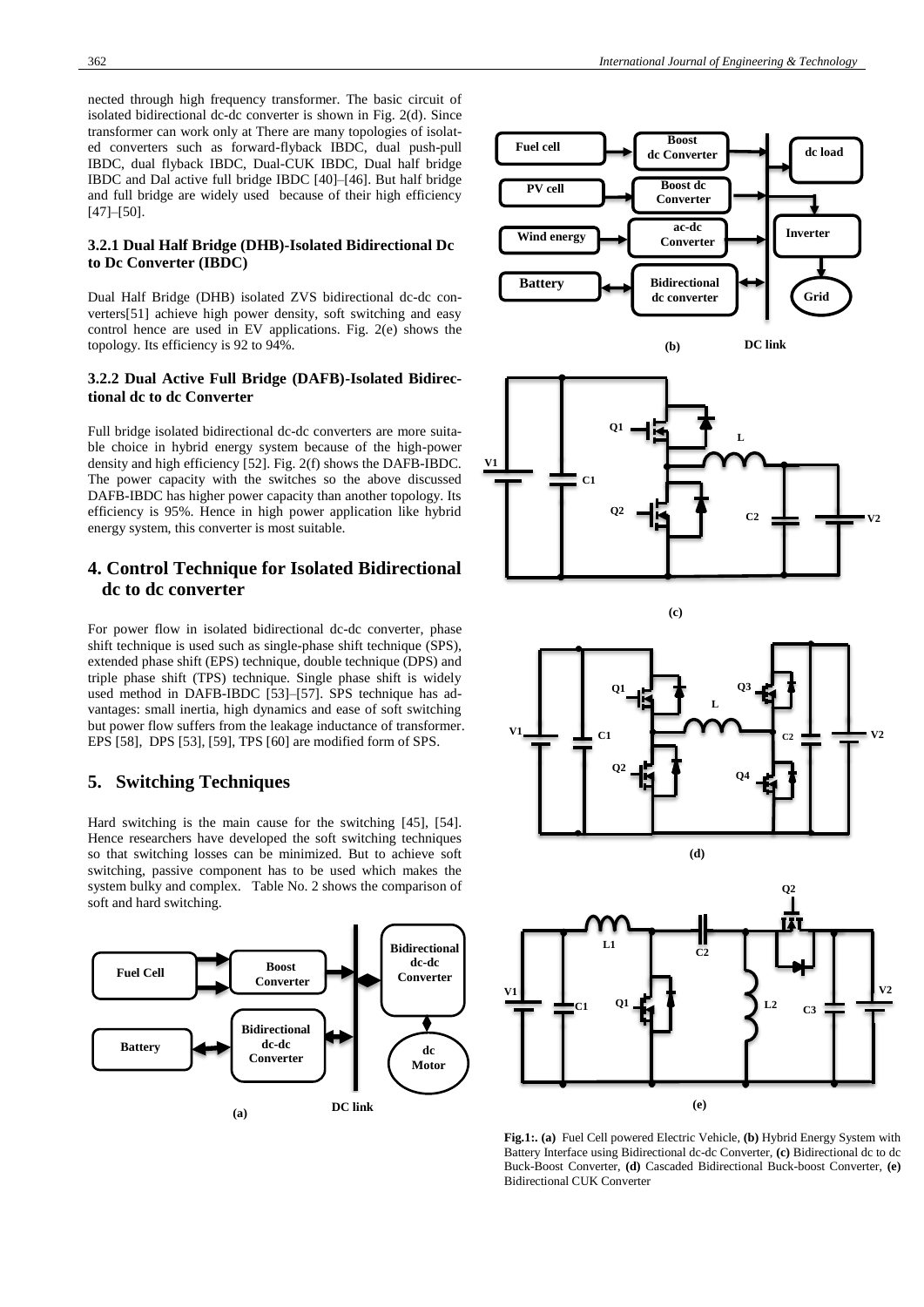nected through high frequency transformer. The basic circuit of isolated bidirectional dc-dc converter is shown in Fig. 2(d). Since transformer can work only at There are many topologies of isolated converters such as forward-flyback IBDC, dual push-pull IBDC, dual flyback IBDC, Dual-CUK IBDC, Dual half bridge IBDC and Dal active full bridge IBDC [40]–[46]. But half bridge and full bridge are widely used because of their high efficiency [47]–[50].

### 3.2.1 Dual Half Bridge (DHB)-Isolated Bidirectional Dc to Dc Converter (IBDC)

Dual Half Bridge (DHB) isolated ZVS bidirectional dc-dc converters[51] achieve high power density, soft switching and easy control hence are used in EV applications. Fig. 2(e) shows the topology. Its efficiency is 92 to 94%.

### 3.2.2 Dual Active Full Bridge (DAFB)-Isolated Bidirectional dc to dc Converter

Full bridge isolated bidirectional dc-dc converters are more suitable choice in hybrid energy system because of the high-power density and high efficiency [52]. Fig. 2(f) shows the DAFB-IBDC. The power capacity with the switches so the above discussed DAFB-IBDC has higher power capacity than another topology. Its efficiency is 95%. Hence in high power application like hybrid energy system, this converter is most suitable.

## 4. Control Technique for Isolated Bidirectional dc to dc converter

For power flow in isolated bidirectional dc-dc converter, phase shift technique is used such as single-phase shift technique (SPS), extended phase shift (EPS) technique, double technique (DPS) and triple phase shift (TPS) technique. Single phase shift is widely used method in DAFB-IBDC [53]–[57]. SPS technique has advantages: small inertia, high dynamics and ease of soft switching but power flow suffers from the leakage inductance of transformer. EPS [58], DPS [53], [59], TPS [60] are modified form of SPS.

## 5. Switching Techniques

Hard switching is the main cause for the switching [45], [54]. Hence researchers have developed the soft switching techniques so that switching losses can be minimized. But to achieve soft switching, passive component has to be used which makes the system bulky and complex. Table No. 2 shows the comparison of soft and hard switching.

**Fig.1:. (a)** Fuel Cell powered Electric Vehicle, **(b)** Hybrid Energy System with Battery Interface using Bidirectional dc-dc Converter, **(c)** Bidirectional dc to dc Buck-Boost Converter, **(d)** Cascaded Bidirectional Buck-boost Converter, **(e)** Bidirectional CUK Converter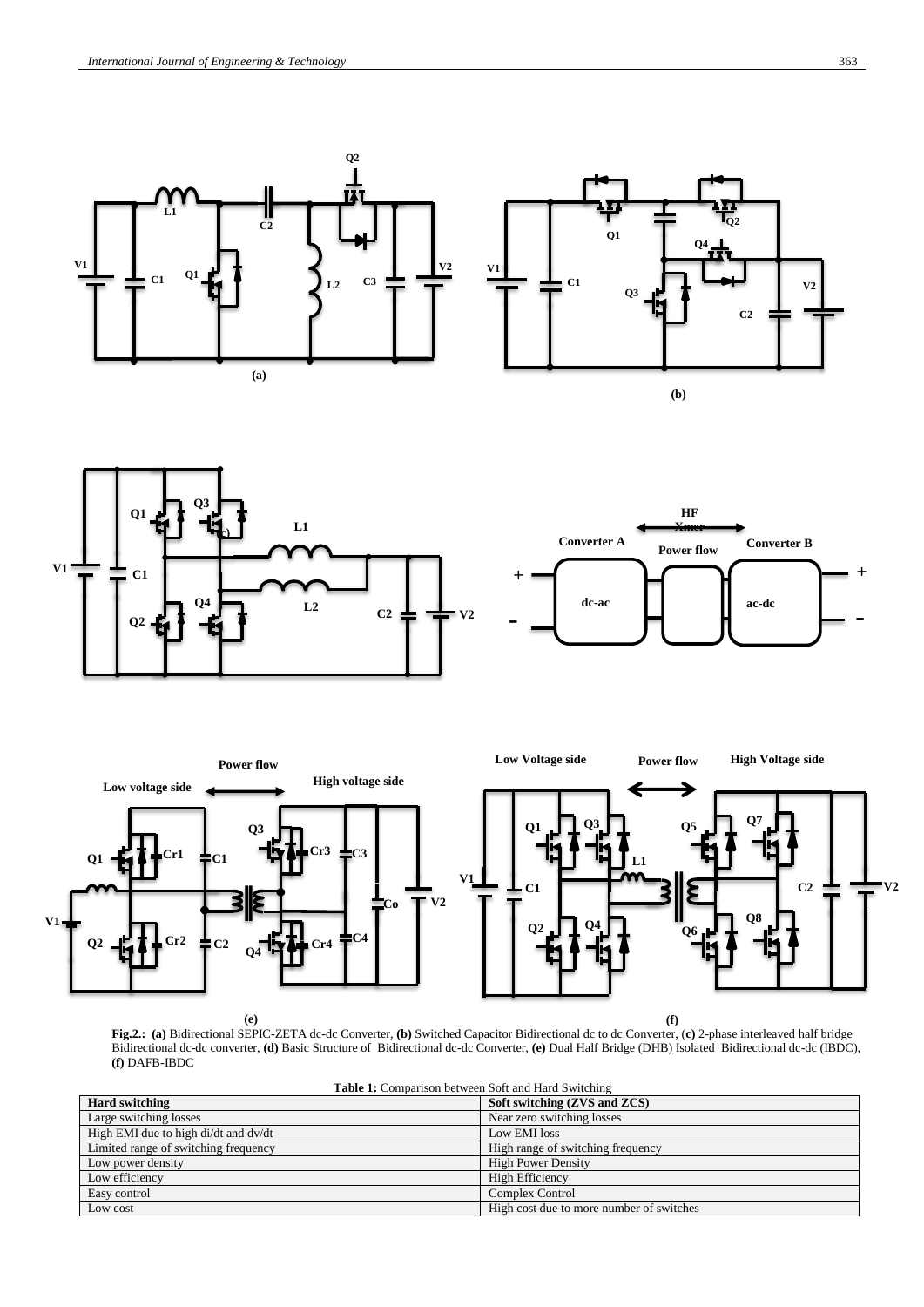**Fig.2.:** **(a)** Bidirectional SEPIC-ZETA dc-dc Converter, **(b)** Switched Capacitor Bidirectional dc to dc Converter, (**c**) 2-phase interleaved half bridge Bidirectional dc-dc converter, **(d)** Basic Structure of Bidirectional dc-dc Converter, **(e)** Dual Half Bridge (DHB) Isolated Bidirectional dc-dc (IBDC), **(f)** DAFB-IBDC

**Table 1:** Comparison between Soft and Hard Switching

| Hard switching | Soft switching (ZVS and ZCS) |
|---|---|
| Large switching losses | Near zero switching losses |
| High EMI due to high di/dt and dv/dt | Low EMI loss |
| Limited range of switching frequency | High range of switching frequency |
| Low power density | High Power Density |
| Low efficiency | High Efficiency |
| Easy control | Complex Control |
| Low cost | High cost due to more number of switches |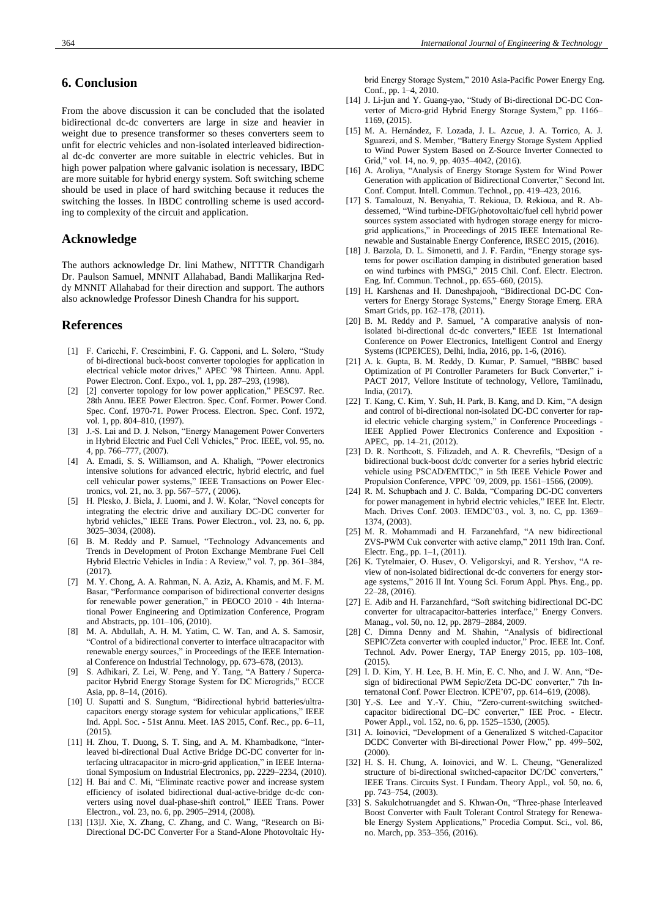## 6. Conclusion

From the above discussion it can be concluded that the isolated bidirectional dc-dc converters are large in size and heavier in weight due to presence transformer so theses converters seem to unfit for electric vehicles and non-isolated interleaved bidirectional dc-dc converter are more suitable in electric vehicles. But in high power palpation where galvanic isolation is necessary, IBDC are more suitable for hybrid energy system. Soft switching scheme should be used in place of hard switching because it reduces the switching the losses. In IBDC controlling scheme is used according to complexity of the circuit and application.

## Acknowledge

The authors acknowledge Dr. lini Mathew, NITTTR Chandigarh Dr. Paulson Samuel, MNNIT Allahabad, Bandi Mallikarjna Reddy MNNIT Allahabad for their direction and support. The authors also acknowledge Professor Dinesh Chandra for his support.

## References

- [1] F. Caricchi, F. Crescimbini, F. G. Capponi, and L. Solero, "Study of bi-directional buck-boost converter topologies for application in electrical vehicle motor drives," APEC '98 Thirteen. Annu. Appl. Power Electron. Conf. Expo., vol. 1, pp. 287–293, (1998).
- [2] [2] converter topology for low power application," PESC97. Rec. 28th Annu. IEEE Power Electron. Spec. Conf. Former. Power Cond. Spec. Conf. 1970-71. Power Process. Electron. Spec. Conf. 1972, vol. 1, pp. 804–810, (1997).
- [3] J.-S. Lai and D. J. Nelson, "Energy Management Power Converters in Hybrid Electric and Fuel Cell Vehicles," Proc. IEEE, vol. 95, no. 4, pp. 766–777, (2007).
- [4] A. Emadi, S. S. Williamson, and A. Khaligh, "Power electronics intensive solutions for advanced electric, hybrid electric, and fuel cell vehicular power systems," IEEE Transactions on Power Electronics, vol. 21, no. 3. pp. 567–577, ( 2006).
- [5] H. Plesko, J. Biela, J. Luomi, and J. W. Kolar, "Novel concepts for integrating the electric drive and auxiliary DC-DC converter for hybrid vehicles," IEEE Trans. Power Electron., vol. 23, no. 6, pp. 3025–3034, (2008).
- [6] B. M. Reddy and P. Samuel, "Technology Advancements and Trends in Development of Proton Exchange Membrane Fuel Cell Hybrid Electric Vehicles in India : A Review," vol. 7, pp. 361–384, (2017).
- [7] M. Y. Chong, A. A. Rahman, N. A. Aziz, A. Khamis, and M. F. M. Basar, "Performance comparison of bidirectional converter designs for renewable power generation," in PEOCO 2010 - 4th International Power Engineering and Optimization Conference, Program and Abstracts, pp. 101–106, (2010).
- [8] M. A. Abdullah, A. H. M. Yatim, C. W. Tan, and A. S. Samosir, "Control of a bidirectional converter to interface ultracapacitor with renewable energy sources," in Proceedings of the IEEE International Conference on Industrial Technology, pp. 673–678, (2013).
- [9] S. Adhikari, Z. Lei, W. Peng, and Y. Tang, "A Battery / Supercapacitor Hybrid Energy Storage System for DC Microgrids," ECCE Asia, pp. 8–14, (2016).
- [10] U. Supatti and S. Sungtum, "Bidirectional hybrid batteries/ultracapacitors energy storage system for vehicular applications," IEEE Ind. Appl. Soc. - 51st Annu. Meet. IAS 2015, Conf. Rec., pp. 6–11, (2015).
- [11] H. Zhou, T. Duong, S. T. Sing, and A. M. Khambadkone, "Interleaved bi-directional Dual Active Bridge DC-DC converter for interfacing ultracapacitor in micro-grid application," in IEEE International Symposium on Industrial Electronics, pp. 2229–2234, (2010).
- [12] H. Bai and C. Mi, "Eliminate reactive power and increase system efficiency of isolated bidirectional dual-active-bridge dc-dc converters using novel dual-phase-shift control," IEEE Trans. Power Electron., vol. 23, no. 6, pp. 2905–2914, (2008).
- [13] [13]J. Xie, X. Zhang, C. Zhang, and C. Wang, "Research on Bi-Directional DC-DC Converter For a Stand-Alone Photovoltaic Hybrid Energy Storage System," 2010 Asia-Pacific Power Energy Eng. Conf., pp. 1–4, 2010.
- [14] J. Li-jun and Y. Guang-yao, "Study of Bi-directional DC-DC Converter of Micro-grid Hybrid Energy Storage System," pp. 1166–1169, (2015).
- [15] M. A. Hernández, F. Lozada, J. L. Azcue, J. A. Torrico, A. J. Sguarezi, and S. Member, "Battery Energy Storage System Applied to Wind Power System Based on Z-Source Inverter Connected to Grid," vol. 14, no. 9, pp. 4035–4042, (2016).
- [16] A. Aroliya, "Analysis of Energy Storage System for Wind Power Generation with application of Bidirectional Converter," Second Int. Conf. Comput. Intell. Commun. Technol., pp. 419–423, 2016.
- [17] S. Tamalouzt, N. Benyahia, T. Rekioua, D. Rekioua, and R. Abdessemed, "Wind turbine-DFIG/photovoltaic/fuel cell hybrid power sources system associated with hydrogen storage energy for microgrid applications," in Proceedings of 2015 IEEE International Renewable and Sustainable Energy Conference, IRSEC 2015, (2016).
- [18] J. Barzola, D. L. Simonetti, and J. F. Fardin, "Energy storage systems for power oscillation damping in distributed generation based on wind turbines with PMSG," 2015 Chil. Conf. Electr. Electron. Eng. Inf. Commun. Technol., pp. 655–660, (2015).
- [19] H. Karshenas and H. Daneshpajooh, "Bidirectional DC-DC Converters for Energy Storage Systems," Energy Storage Emerg. ERA Smart Grids, pp. 162–178, (2011).
- [20] B. M. Reddy and P. Samuel, "A comparative analysis of non-isolated bi-directional dc-dc converters," IEEE 1st International Conference on Power Electronics, Intelligent Control and Energy Systems (ICPEICES), Delhi, India, 2016, pp. 1-6, (2016).
- [21] A. k. Gupta, B. M. Reddy, D. Kumar, P. Samuel, "BBBC based Optimization of PI Controller Parameters for Buck Converter," i-PACT 2017, Vellore Institute of technology, Vellore, Tamilnadu, India, (2017).
- [22] T. Kang, C. Kim, Y. Suh, H. Park, B. Kang, and D. Kim, "A design and control of bi-directional non-isolated DC-DC converter for rapid electric vehicle charging system," in Conference Proceedings - IEEE Applied Power Electronics Conference and Exposition - APEC, pp. 14–21, (2012).
- [23] D. R. Northcott, S. Filizadeh, and A. R. Chevrefils, "Design of a bidirectional buck-boost dc/dc converter for a series hybrid electric vehicle using PSCAD/EMTDC," in 5th IEEE Vehicle Power and Propulsion Conference, VPPC '09, 2009, pp. 1561–1566, (2009).
- [24] R. M. Schupbach and J. C. Balda, "Comparing DC-DC converters for power management in hybrid electric vehicles," IEEE Int. Electr. Mach. Drives Conf. 2003. IEMDC'03., vol. 3, no. C, pp. 1369–1374, (2003).
- [25] M. R. Mohammadi and H. Farzanehfard, "A new bidirectional ZVS-PWM Cuk converter with active clamp," 2011 19th Iran. Conf. Electr. Eng., pp. 1–1, (2011).
- [26] K. Tytelmaier, O. Husev, O. Veligorskyi, and R. Yershov, "A review of non-isolated bidirectional dc-dc converters for energy storage systems," 2016 II Int. Young Sci. Forum Appl. Phys. Eng., pp. 22–28, (2016).
- [27] E. Adib and H. Farzanehfard, "Soft switching bidirectional DC-DC converter for ultracapacitor-batteries interface," Energy Convers. Manag., vol. 50, no. 12, pp. 2879–2884, 2009.
- [28] C. Dimna Denny and M. Shahin, "Analysis of bidirectional SEPIC/Zeta converter with coupled inductor," Proc. IEEE Int. Conf. Technol. Adv. Power Energy, TAP Energy 2015, pp. 103–108, (2015).
- [29] I. D. Kim, Y. H. Lee, B. H. Min, E. C. Nho, and J. W. Ann, "Design of bidirectional PWM Sepic/Zeta DC-DC converter," 7th Internatonal Conf. Power Electron. ICPE'07, pp. 614–619, (2008).
- [30] Y.-S. Lee and Y.-Y. Chiu, "Zero-current-switching switched-capacitor bidirectional DC–DC converter," IEE Proc. - Electr. Power Appl., vol. 152, no. 6, pp. 1525–1530, (2005).
- [31] A. Ioinovici, "Development of a Generalized S witched-Capacitor DCDC Converter with Bi-directional Power Flow," pp. 499–502, (2000).
- [32] H. S. H. Chung, A. Ioinovici, and W. L. Cheung, "Generalized structure of bi-directional switched-capacitor DC/DC converters," IEEE Trans. Circuits Syst. I Fundam. Theory Appl., vol. 50, no. 6, pp. 743–754, (2003).
- [33] S. Sakulchotruangdet and S. Khwan-On, "Three-phase Interleaved Boost Converter with Fault Tolerant Control Strategy for Renewable Energy System Applications," Procedia Comput. Sci., vol. 86, no. March, pp. 353–356, (2016).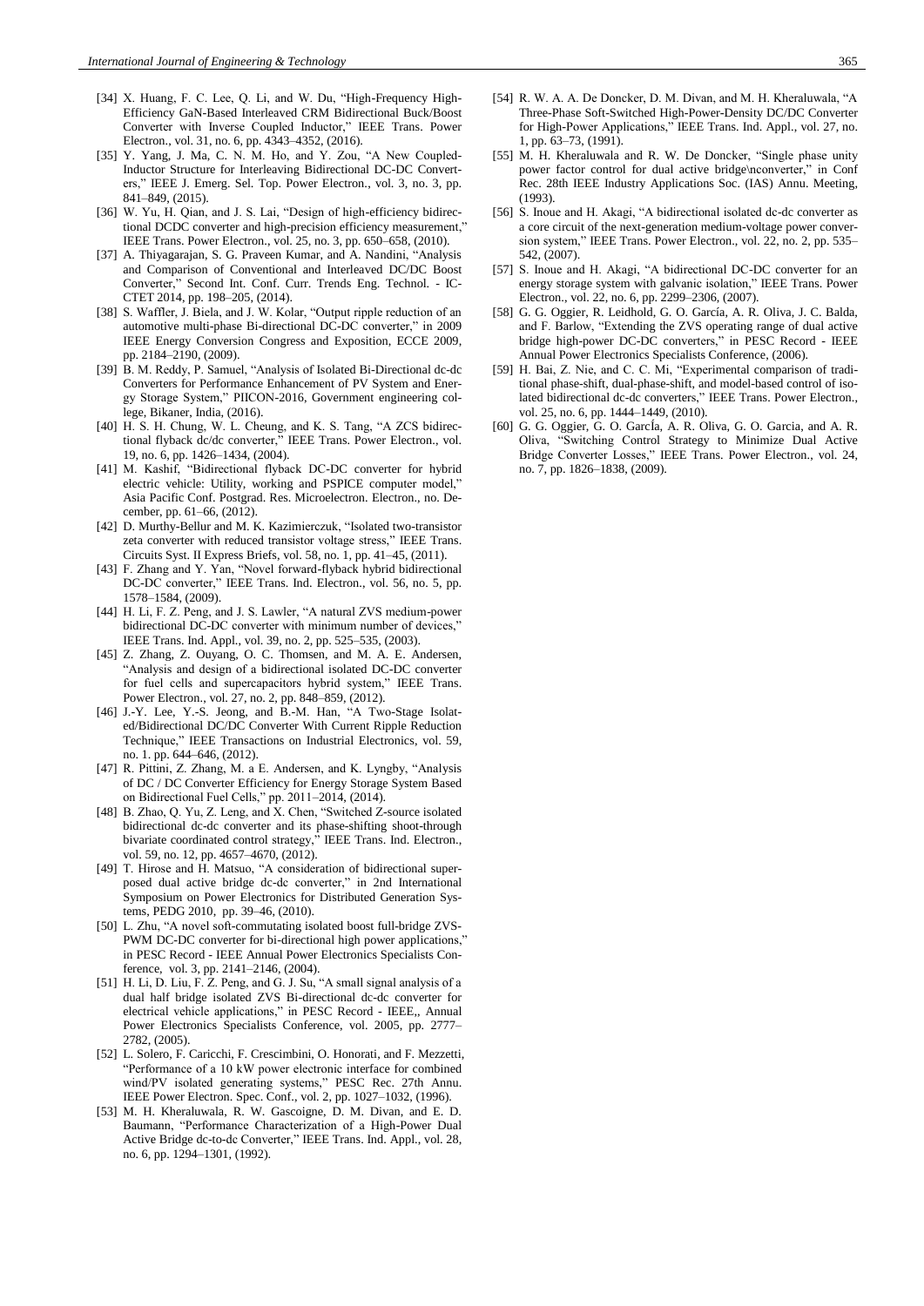[34] X. Huang, F. C. Lee, Q. Li, and W. Du, "High-Frequency High-Efficiency GaN-Based Interleaved CRM Bidirectional Buck/Boost Converter with Inverse Coupled Inductor," IEEE Trans. Power Electron., vol. 31, no. 6, pp. 4343–4352, (2016).

[35] Y. Yang, J. Ma, C. N. M. Ho, and Y. Zou, "A New Coupled-Inductor Structure for Interleaving Bidirectional DC-DC Converters," IEEE J. Emerg. Sel. Top. Power Electron., vol. 3, no. 3, pp. 841–849, (2015).

[36] W. Yu, H. Qian, and J. S. Lai, "Design of high-efficiency bidirectional DCDC converter and high-precision efficiency measurement," IEEE Trans. Power Electron., vol. 25, no. 3, pp. 650–658, (2010).

[37] A. Thiyagarajan, S. G. Praveen Kumar, and A. Nandini, "Analysis and Comparison of Conventional and Interleaved DC/DC Boost Converter," Second Int. Conf. Curr. Trends Eng. Technol. - IC-CTET 2014, pp. 198–205, (2014).

[38] S. Waffler, J. Biela, and J. W. Kolar, "Output ripple reduction of an automotive multi-phase Bi-directional DC-DC converter," in 2009 IEEE Energy Conversion Congress and Exposition, ECCE 2009, pp. 2184–2190, (2009).

[39] B. M. Reddy, P. Samuel, "Analysis of Isolated Bi-Directional dc-dc Converters for Performance Enhancement of PV System and Energy Storage System," PIICON-2016, Government engineering college, Bikaner, India, (2016).

[40] H. S. H. Chung, W. L. Cheung, and K. S. Tang, "A ZCS bidirectional flyback dc/dc converter," IEEE Trans. Power Electron., vol. 19, no. 6, pp. 1426–1434, (2004).

[41] M. Kashif, "Bidirectional flyback DC-DC converter for hybrid electric vehicle: Utility, working and PSPICE computer model," Asia Pacific Conf. Postgrad. Res. Microelectron. Electron., no. December, pp. 61–66, (2012).

[42] D. Murthy-Bellur and M. K. Kazimierczuk, "Isolated two-transistor zeta converter with reduced transistor voltage stress," IEEE Trans. Circuits Syst. II Express Briefs, vol. 58, no. 1, pp. 41–45, (2011).

[43] F. Zhang and Y. Yan, "Novel forward-flyback hybrid bidirectional DC-DC converter," IEEE Trans. Ind. Electron., vol. 56, no. 5, pp. 1578–1584, (2009).

[44] H. Li, F. Z. Peng, and J. S. Lawler, "A natural ZVS medium-power bidirectional DC-DC converter with minimum number of devices," IEEE Trans. Ind. Appl., vol. 39, no. 2, pp. 525–535, (2003).

[45] Z. Zhang, Z. Ouyang, O. C. Thomsen, and M. A. E. Andersen, "Analysis and design of a bidirectional isolated DC-DC converter for fuel cells and supercapacitors hybrid system," IEEE Trans. Power Electron., vol. 27, no. 2, pp. 848–859, (2012).

[46] J.-Y. Lee, Y.-S. Jeong, and B.-M. Han, "A Two-Stage Isolated/Bidirectional DC/DC Converter With Current Ripple Reduction Technique," IEEE Transactions on Industrial Electronics, vol. 59, no. 1. pp. 644–646, (2012).

[47] R. Pittini, Z. Zhang, M. a E. Andersen, and K. Lyngby, "Analysis of DC / DC Converter Efficiency for Energy Storage System Based on Bidirectional Fuel Cells," pp. 2011–2014, (2014).

[48] B. Zhao, Q. Yu, Z. Leng, and X. Chen, "Switched Z-source isolated bidirectional dc-dc converter and its phase-shifting shoot-through bivariate coordinated control strategy," IEEE Trans. Ind. Electron., vol. 59, no. 12, pp. 4657–4670, (2012).

[49] T. Hirose and H. Matsuo, "A consideration of bidirectional superposed dual active bridge dc-dc converter," in 2nd International Symposium on Power Electronics for Distributed Generation Systems, PEDG 2010, pp. 39–46, (2010).

[50] L. Zhu, "A novel soft-commutating isolated boost full-bridge ZVS-PWM DC-DC converter for bi-directional high power applications," in PESC Record - IEEE Annual Power Electronics Specialists Conference, vol. 3, pp. 2141–2146, (2004).

[51] H. Li, D. Liu, F. Z. Peng, and G. J. Su, "A small signal analysis of a dual half bridge isolated ZVS Bi-directional dc-dc converter for electrical vehicle applications," in PESC Record - IEEE,, Annual Power Electronics Specialists Conference, vol. 2005, pp. 2777–2782, (2005).

[52] L. Solero, F. Caricchi, F. Crescimbini, O. Honorati, and F. Mezzetti, "Performance of a 10 kW power electronic interface for combined wind/PV isolated generating systems," PESC Rec. 27th Annu. IEEE Power Electron. Spec. Conf., vol. 2, pp. 1027–1032, (1996).

[53] M. H. Kheraluwala, R. W. Gascoigne, D. M. Divan, and E. D. Baumann, "Performance Characterization of a High-Power Dual Active Bridge dc-to-dc Converter," IEEE Trans. Ind. Appl., vol. 28, no. 6, pp. 1294–1301, (1992).

[54] R. W. A. A. De Doncker, D. M. Divan, and M. H. Kheraluwala, "A Three-Phase Soft-Switched High-Power-Density DC/DC Converter for High-Power Applications," IEEE Trans. Ind. Appl., vol. 27, no. 1, pp. 63–73, (1991).

[55] M. H. Kheraluwala and R. W. De Doncker, "Single phase unity power factor control for dual active bridge\nconverter," in Conf Rec. 28th IEEE Industry Applications Soc. (IAS) Annu. Meeting, (1993).

[56] S. Inoue and H. Akagi, "A bidirectional isolated dc-dc converter as a core circuit of the next-generation medium-voltage power conversion system," IEEE Trans. Power Electron., vol. 22, no. 2, pp. 535–542, (2007).

[57] S. Inoue and H. Akagi, "A bidirectional DC-DC converter for an energy storage system with galvanic isolation," IEEE Trans. Power Electron., vol. 22, no. 6, pp. 2299–2306, (2007).

[58] G. G. Oggier, R. Leidhold, G. O. García, A. R. Oliva, J. C. Balda, and F. Barlow, "Extending the ZVS operating range of dual active bridge high-power DC-DC converters," in PESC Record - IEEE Annual Power Electronics Specialists Conference, (2006).

[59] H. Bai, Z. Nie, and C. C. Mi, "Experimental comparison of traditional phase-shift, dual-phase-shift, and model-based control of isolated bidirectional dc-dc converters," IEEE Trans. Power Electron., vol. 25, no. 6, pp. 1444–1449, (2010).

[60] G. G. Oggier, G. O. GarcÍa, A. R. Oliva, G. O. Garcia, and A. R. Oliva, "Switching Control Strategy to Minimize Dual Active Bridge Converter Losses," IEEE Trans. Power Electron., vol. 24, no. 7, pp. 1826–1838, (2009).